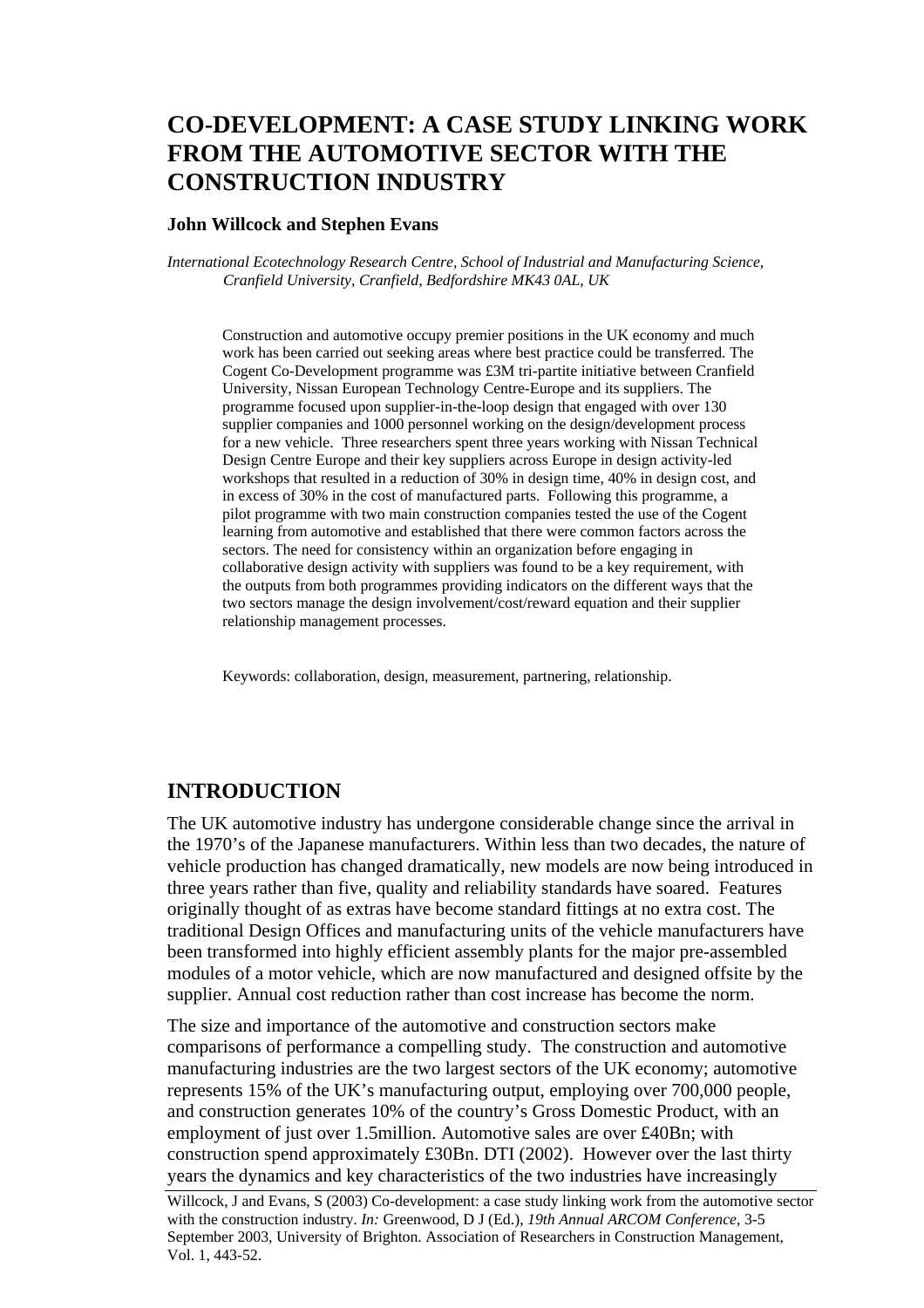# CO-DEVELOPMENT: A CASE STUDY LINKING WORK FROM THE AUTOMOTIVE SECTOR WITH THE CONSTRUCTION INDUSTRY

**John Willcock and Stephen Evans**

*International Ecotechnology Research Centre, School of Industrial and Manufacturing Science, Cranfield University, Cranfield, Bedfordshire MK43 0AL, UK*

Construction and automotive occupy premier positions in the UK economy and much work has been carried out seeking areas where best practice could be transferred. The Cogent Co-Development programme was £3M tri-partite initiative between Cranfield University, Nissan European Technology Centre-Europe and its suppliers. The programme focused upon supplier-in-the-loop design that engaged with over 130 supplier companies and 1000 personnel working on the design/development process for a new vehicle. Three researchers spent three years working with Nissan Technical Design Centre Europe and their key suppliers across Europe in design activity-led workshops that resulted in a reduction of 30% in design time, 40% in design cost, and in excess of 30% in the cost of manufactured parts. Following this programme, a pilot programme with two main construction companies tested the use of the Cogent learning from automotive and established that there were common factors across the sectors. The need for consistency within an organization before engaging in collaborative design activity with suppliers was found to be a key requirement, with the outputs from both programmes providing indicators on the different ways that the two sectors manage the design involvement/cost/reward equation and their supplier relationship management processes.

Keywords: collaboration, design, measurement, partnering, relationship.

## INTRODUCTION

The UK automotive industry has undergone considerable change since the arrival in the 1970's of the Japanese manufacturers. Within less than two decades, the nature of vehicle production has changed dramatically, new models are now being introduced in three years rather than five, quality and reliability standards have soared. Features originally thought of as extras have become standard fittings at no extra cost. The traditional Design Offices and manufacturing units of the vehicle manufacturers have been transformed into highly efficient assembly plants for the major pre-assembled modules of a motor vehicle, which are now manufactured and designed offsite by the supplier. Annual cost reduction rather than cost increase has become the norm.

The size and importance of the automotive and construction sectors make comparisons of performance a compelling study. The construction and automotive manufacturing industries are the two largest sectors of the UK economy; automotive represents 15% of the UK's manufacturing output, employing over 700,000 people, and construction generates 10% of the country's Gross Domestic Product, with an employment of just over 1.5million. Automotive sales are over £40Bn; with construction spend approximately £30Bn. DTI (2002). However over the last thirty years the dynamics and key characteristics of the two industries have increasingly

Willcock, J and Evans, S (2003) Co-development: a case study linking work from the automotive sector with the construction industry. *In:* Greenwood, D J (Ed.), *19th Annual ARCOM Conference*, 3-5 September 2003, University of Brighton. Association of Researchers in Construction Management, Vol. 1, 443-52.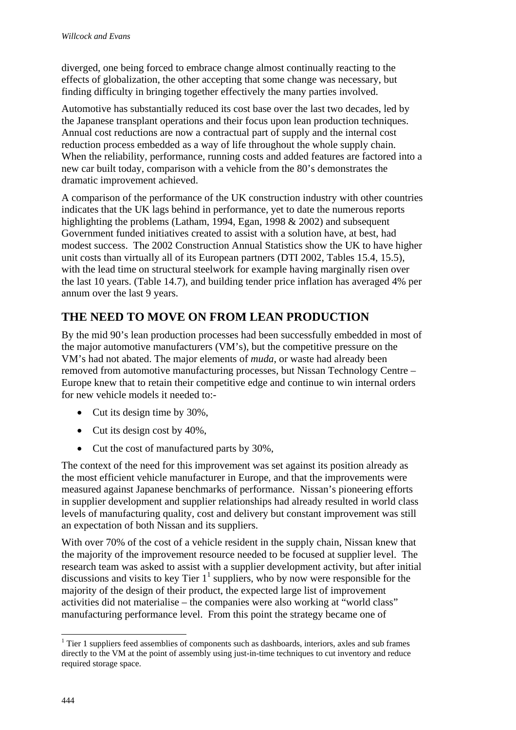diverged, one being forced to embrace change almost continually reacting to the effects of globalization, the other accepting that some change was necessary, but finding difficulty in bringing together effectively the many parties involved.

Automotive has substantially reduced its cost base over the last two decades, led by the Japanese transplant operations and their focus upon lean production techniques. Annual cost reductions are now a contractual part of supply and the internal cost reduction process embedded as a way of life throughout the whole supply chain. When the reliability, performance, running costs and added features are factored into a new car built today, comparison with a vehicle from the 80's demonstrates the dramatic improvement achieved.

A comparison of the performance of the UK construction industry with other countries indicates that the UK lags behind in performance, yet to date the numerous reports highlighting the problems (Latham, 1994, Egan, 1998 & 2002) and subsequent Government funded initiatives created to assist with a solution have, at best, had modest success. The 2002 Construction Annual Statistics show the UK to have higher unit costs than virtually all of its European partners (DTI 2002, Tables 15.4, 15.5), with the lead time on structural steelwork for example having marginally risen over the last 10 years. (Table 14.7), and building tender price inflation has averaged 4% per annum over the last 9 years.

## THE NEED TO MOVE ON FROM LEAN PRODUCTION

By the mid 90's lean production processes had been successfully embedded in most of the major automotive manufacturers (VM's), but the competitive pressure on the VM's had not abated. The major elements of *muda*, or waste had already been removed from automotive manufacturing processes, but Nissan Technology Centre – Europe knew that to retain their competitive edge and continue to win internal orders for new vehicle models it needed to:-

- Cut its design time by 30%,
- Cut its design cost by 40%,
- Cut the cost of manufactured parts by 30%,

The context of the need for this improvement was set against its position already as the most efficient vehicle manufacturer in Europe, and that the improvements were measured against Japanese benchmarks of performance. Nissan's pioneering efforts in supplier development and supplier relationships had already resulted in world class levels of manufacturing quality, cost and delivery but constant improvement was still an expectation of both Nissan and its suppliers.

With over 70% of the cost of a vehicle resident in the supply chain, Nissan knew that the majority of the improvement resource needed to be focused at supplier level. The research team was asked to assist with a supplier development activity, but after initial discussions and visits to key Tier 1[1] suppliers, who by now were responsible for the majority of the design of their product, the expected large list of improvement activities did not materialise – the companies were also working at "world class" manufacturing performance level. From this point the strategy became one of

[1] Tier 1 suppliers feed assemblies of components such as dashboards, interiors, axles and sub frames directly to the VM at the point of assembly using just-in-time techniques to cut inventory and reduce required storage space.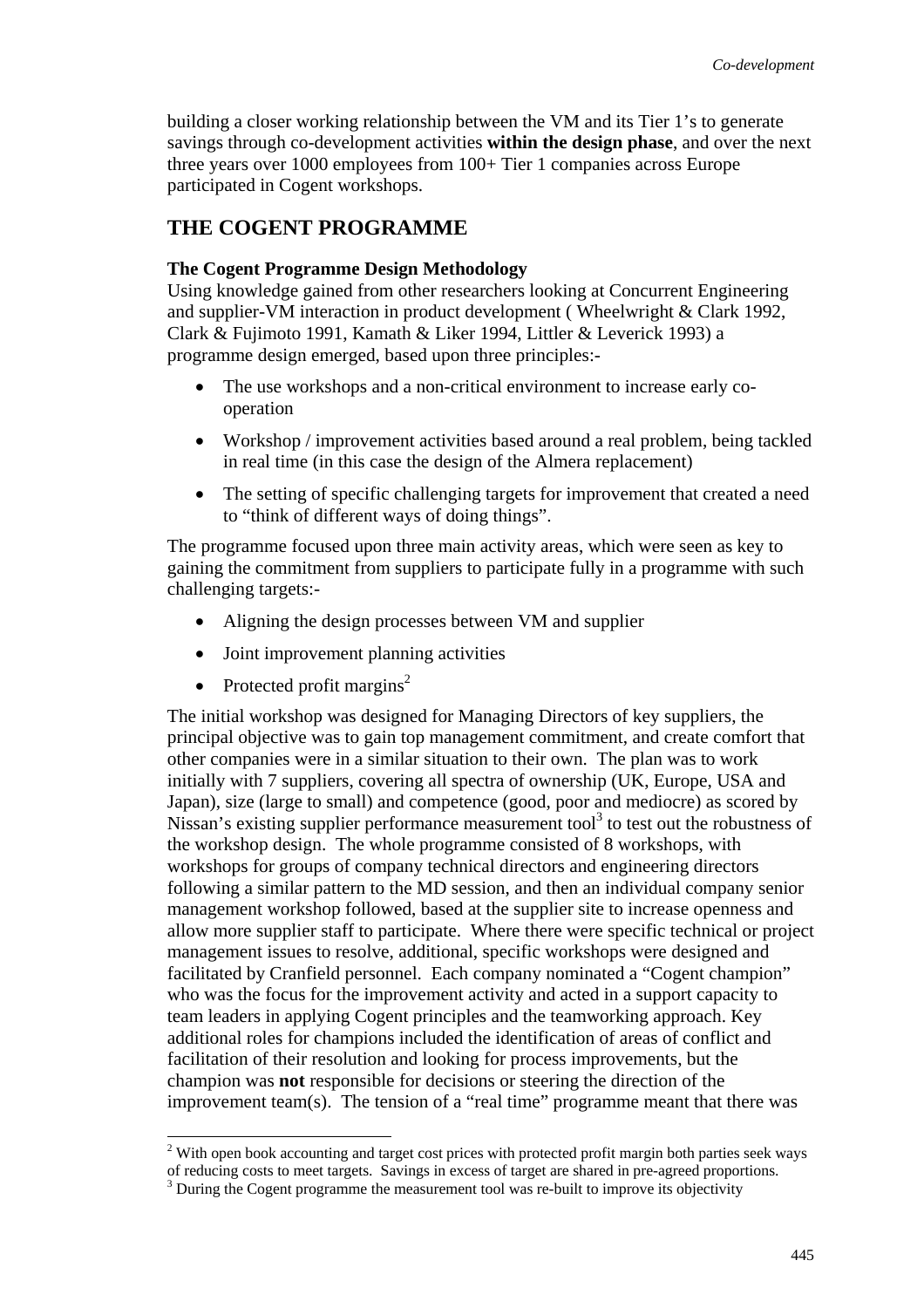building a closer working relationship between the VM and its Tier 1's to generate savings through co-development activities **within the design phase**, and over the next three years over 1000 employees from 100+ Tier 1 companies across Europe participated in Cogent workshops.

## THE COGENT PROGRAMME

**The Cogent Programme Design Methodology**

Using knowledge gained from other researchers looking at Concurrent Engineering and supplier-VM interaction in product development ( Wheelwright & Clark 1992, Clark & Fujimoto 1991, Kamath & Liker 1994, Littler & Leverick 1993) a programme design emerged, based upon three principles:-

- The use workshops and a non-critical environment to increase early co-operation
- Workshop / improvement activities based around a real problem, being tackled in real time (in this case the design of the Almera replacement)
- The setting of specific challenging targets for improvement that created a need to "think of different ways of doing things".

The programme focused upon three main activity areas, which were seen as key to gaining the commitment from suppliers to participate fully in a programme with such challenging targets:-

- Aligning the design processes between VM and supplier
- Joint improvement planning activities
- Protected profit margins[2]

The initial workshop was designed for Managing Directors of key suppliers, the principal objective was to gain top management commitment, and create comfort that other companies were in a similar situation to their own. The plan was to work initially with 7 suppliers, covering all spectra of ownership (UK, Europe, USA and Japan), size (large to small) and competence (good, poor and mediocre) as scored by Nissan's existing supplier performance measurement tool[3] to test out the robustness of the workshop design. The whole programme consisted of 8 workshops, with workshops for groups of company technical directors and engineering directors following a similar pattern to the MD session, and then an individual company senior management workshop followed, based at the supplier site to increase openness and allow more supplier staff to participate. Where there were specific technical or project management issues to resolve, additional, specific workshops were designed and facilitated by Cranfield personnel. Each company nominated a "Cogent champion" who was the focus for the improvement activity and acted in a support capacity to team leaders in applying Cogent principles and the teamworking approach. Key additional roles for champions included the identification of areas of conflict and facilitation of their resolution and looking for process improvements, but the champion was **not** responsible for decisions or steering the direction of the improvement team(s). The tension of a "real time" programme meant that there was

[2] With open book accounting and target cost prices with protected profit margin both parties seek ways of reducing costs to meet targets. Savings in excess of target are shared in pre-agreed proportions.

[3] During the Cogent programme the measurement tool was re-built to improve its objectivity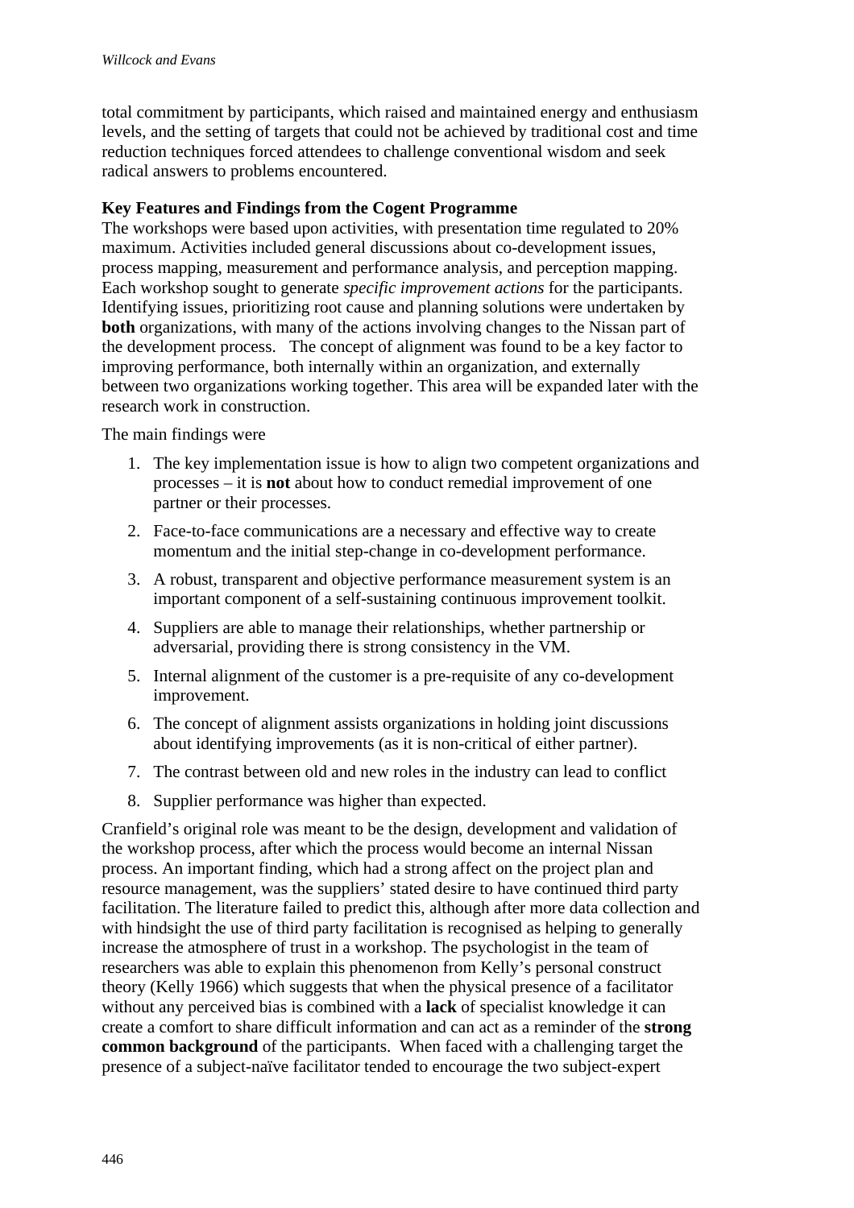total commitment by participants, which raised and maintained energy and enthusiasm levels, and the setting of targets that could not be achieved by traditional cost and time reduction techniques forced attendees to challenge conventional wisdom and seek radical answers to problems encountered.

**Key Features and Findings from the Cogent Programme**

The workshops were based upon activities, with presentation time regulated to 20% maximum. Activities included general discussions about co-development issues, process mapping, measurement and performance analysis, and perception mapping. Each workshop sought to generate *specific improvement actions* for the participants. Identifying issues, prioritizing root cause and planning solutions were undertaken by **both** organizations, with many of the actions involving changes to the Nissan part of the development process. The concept of alignment was found to be a key factor to improving performance, both internally within an organization, and externally between two organizations working together. This area will be expanded later with the research work in construction.

The main findings were

1. The key implementation issue is how to align two competent organizations and processes – it is **not** about how to conduct remedial improvement of one partner or their processes.
2. Face-to-face communications are a necessary and effective way to create momentum and the initial step-change in co-development performance.
3. A robust, transparent and objective performance measurement system is an important component of a self-sustaining continuous improvement toolkit.
4. Suppliers are able to manage their relationships, whether partnership or adversarial, providing there is strong consistency in the VM.
5. Internal alignment of the customer is a pre-requisite of any co-development improvement.
6. The concept of alignment assists organizations in holding joint discussions about identifying improvements (as it is non-critical of either partner).
7. The contrast between old and new roles in the industry can lead to conflict
8. Supplier performance was higher than expected.

Cranfield's original role was meant to be the design, development and validation of the workshop process, after which the process would become an internal Nissan process. An important finding, which had a strong affect on the project plan and resource management, was the suppliers' stated desire to have continued third party facilitation. The literature failed to predict this, although after more data collection and with hindsight the use of third party facilitation is recognised as helping to generally increase the atmosphere of trust in a workshop. The psychologist in the team of researchers was able to explain this phenomenon from Kelly's personal construct theory (Kelly 1966) which suggests that when the physical presence of a facilitator without any perceived bias is combined with a **lack** of specialist knowledge it can create a comfort to share difficult information and can act as a reminder of the **strong common background** of the participants. When faced with a challenging target the presence of a subject-naïve facilitator tended to encourage the two subject-expert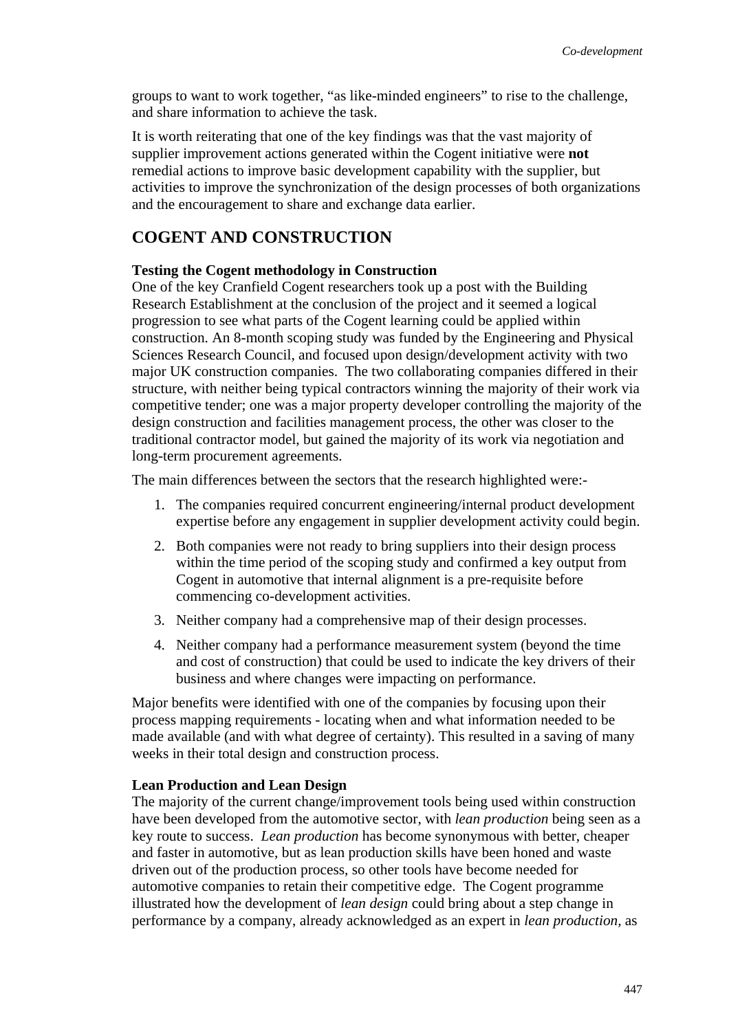groups to want to work together, "as like-minded engineers" to rise to the challenge, and share information to achieve the task.

It is worth reiterating that one of the key findings was that the vast majority of supplier improvement actions generated within the Cogent initiative were **not** remedial actions to improve basic development capability with the supplier, but activities to improve the synchronization of the design processes of both organizations and the encouragement to share and exchange data earlier.

## COGENT AND CONSTRUCTION

**Testing the Cogent methodology in Construction**

One of the key Cranfield Cogent researchers took up a post with the Building Research Establishment at the conclusion of the project and it seemed a logical progression to see what parts of the Cogent learning could be applied within construction. An 8-month scoping study was funded by the Engineering and Physical Sciences Research Council, and focused upon design/development activity with two major UK construction companies. The two collaborating companies differed in their structure, with neither being typical contractors winning the majority of their work via competitive tender; one was a major property developer controlling the majority of the design construction and facilities management process, the other was closer to the traditional contractor model, but gained the majority of its work via negotiation and long-term procurement agreements.

The main differences between the sectors that the research highlighted were:-

1. The companies required concurrent engineering/internal product development expertise before any engagement in supplier development activity could begin.
2. Both companies were not ready to bring suppliers into their design process within the time period of the scoping study and confirmed a key output from Cogent in automotive that internal alignment is a pre-requisite before commencing co-development activities.
3. Neither company had a comprehensive map of their design processes.
4. Neither company had a performance measurement system (beyond the time and cost of construction) that could be used to indicate the key drivers of their business and where changes were impacting on performance.

Major benefits were identified with one of the companies by focusing upon their process mapping requirements - locating when and what information needed to be made available (and with what degree of certainty). This resulted in a saving of many weeks in their total design and construction process.

**Lean Production and Lean Design**

The majority of the current change/improvement tools being used within construction have been developed from the automotive sector, with *lean production* being seen as a key route to success. *Lean production* has become synonymous with better, cheaper and faster in automotive, but as lean production skills have been honed and waste driven out of the production process, so other tools have become needed for automotive companies to retain their competitive edge. The Cogent programme illustrated how the development of *lean design* could bring about a step change in performance by a company, already acknowledged as an expert in *lean production,* as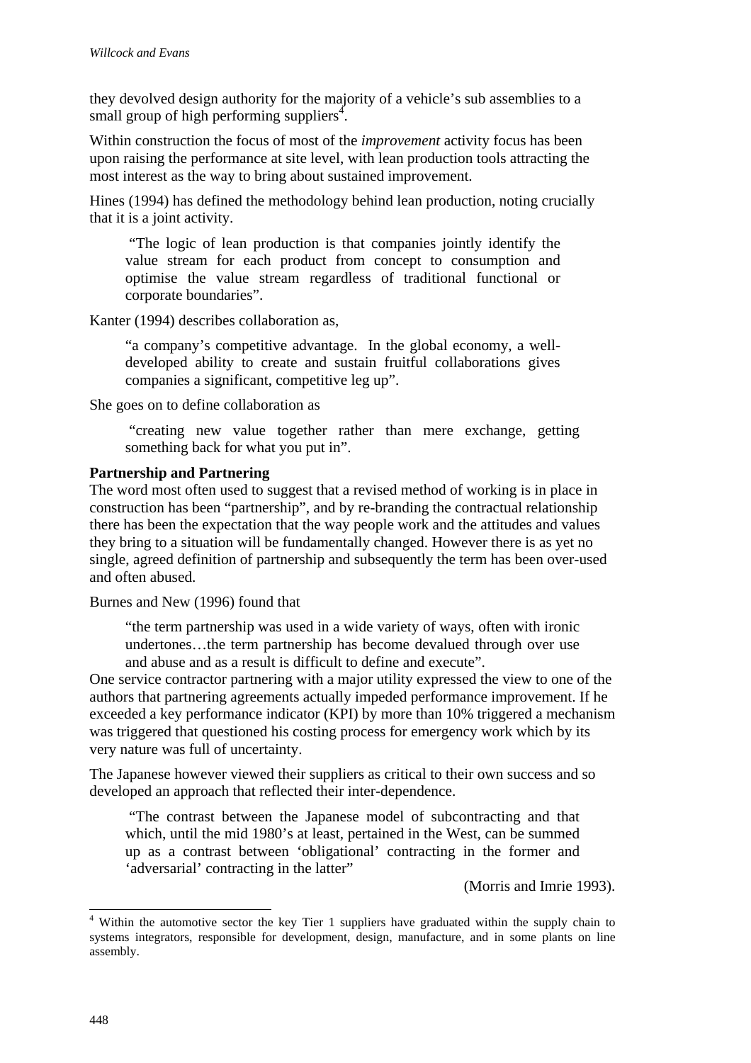they devolved design authority for the majority of a vehicle's sub assemblies to a small group of high performing suppliers[4].

Within construction the focus of most of the *improvement* activity focus has been upon raising the performance at site level, with lean production tools attracting the most interest as the way to bring about sustained improvement.

Hines (1994) has defined the methodology behind lean production, noting crucially that it is a joint activity.

> "The logic of lean production is that companies jointly identify the value stream for each product from concept to consumption and optimise the value stream regardless of traditional functional or corporate boundaries".

Kanter (1994) describes collaboration as,

> "a company's competitive advantage. In the global economy, a well-developed ability to create and sustain fruitful collaborations gives companies a significant, competitive leg up".

She goes on to define collaboration as

> "creating new value together rather than mere exchange, getting something back for what you put in".

**Partnership and Partnering**

The word most often used to suggest that a revised method of working is in place in construction has been "partnership", and by re-branding the contractual relationship there has been the expectation that the way people work and the attitudes and values they bring to a situation will be fundamentally changed. However there is as yet no single, agreed definition of partnership and subsequently the term has been over-used and often abused.

Burnes and New (1996) found that

> "the term partnership was used in a wide variety of ways, often with ironic undertones…the term partnership has become devalued through over use and abuse and as a result is difficult to define and execute".

One service contractor partnering with a major utility expressed the view to one of the authors that partnering agreements actually impeded performance improvement. If he exceeded a key performance indicator (KPI) by more than 10% triggered a mechanism was triggered that questioned his costing process for emergency work which by its very nature was full of uncertainty.

The Japanese however viewed their suppliers as critical to their own success and so developed an approach that reflected their inter-dependence.

> "The contrast between the Japanese model of subcontracting and that which, until the mid 1980's at least, pertained in the West, can be summed up as a contrast between 'obligational' contracting in the former and 'adversarial' contracting in the latter"
>
> (Morris and Imrie 1993).

---

[4] Within the automotive sector the key Tier 1 suppliers have graduated within the supply chain to systems integrators, responsible for development, design, manufacture, and in some plants on line assembly.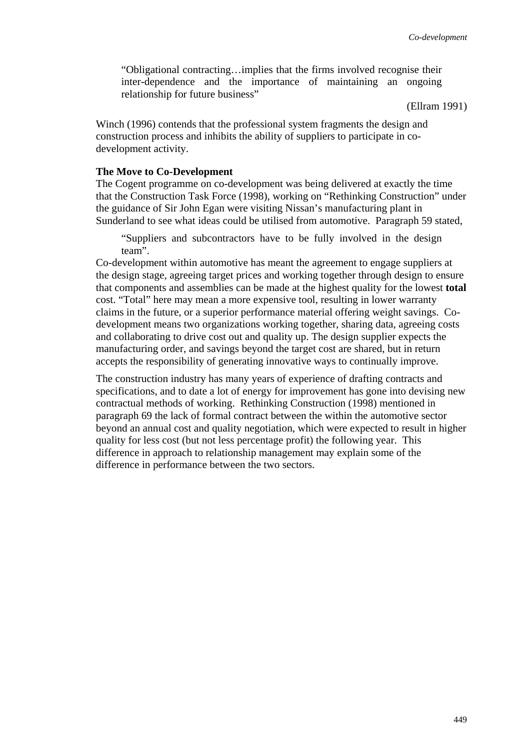> "Obligational contracting…implies that the firms involved recognise their inter-dependence and the importance of maintaining an ongoing relationship for future business"
>
> (Ellram 1991)

Winch (1996) contends that the professional system fragments the design and construction process and inhibits the ability of suppliers to participate in co-development activity.

**The Move to Co-Development**

The Cogent programme on co-development was being delivered at exactly the time that the Construction Task Force (1998), working on "Rethinking Construction" under the guidance of Sir John Egan were visiting Nissan's manufacturing plant in Sunderland to see what ideas could be utilised from automotive. Paragraph 59 stated,

> "Suppliers and subcontractors have to be fully involved in the design team".

Co-development within automotive has meant the agreement to engage suppliers at the design stage, agreeing target prices and working together through design to ensure that components and assemblies can be made at the highest quality for the lowest **total** cost. "Total" here may mean a more expensive tool, resulting in lower warranty claims in the future, or a superior performance material offering weight savings. Co-development means two organizations working together, sharing data, agreeing costs and collaborating to drive cost out and quality up. The design supplier expects the manufacturing order, and savings beyond the target cost are shared, but in return accepts the responsibility of generating innovative ways to continually improve.

The construction industry has many years of experience of drafting contracts and specifications, and to date a lot of energy for improvement has gone into devising new contractual methods of working. Rethinking Construction (1998) mentioned in paragraph 69 the lack of formal contract between the within the automotive sector beyond an annual cost and quality negotiation, which were expected to result in higher quality for less cost (but not less percentage profit) the following year. This difference in approach to relationship management may explain some of the difference in performance between the two sectors.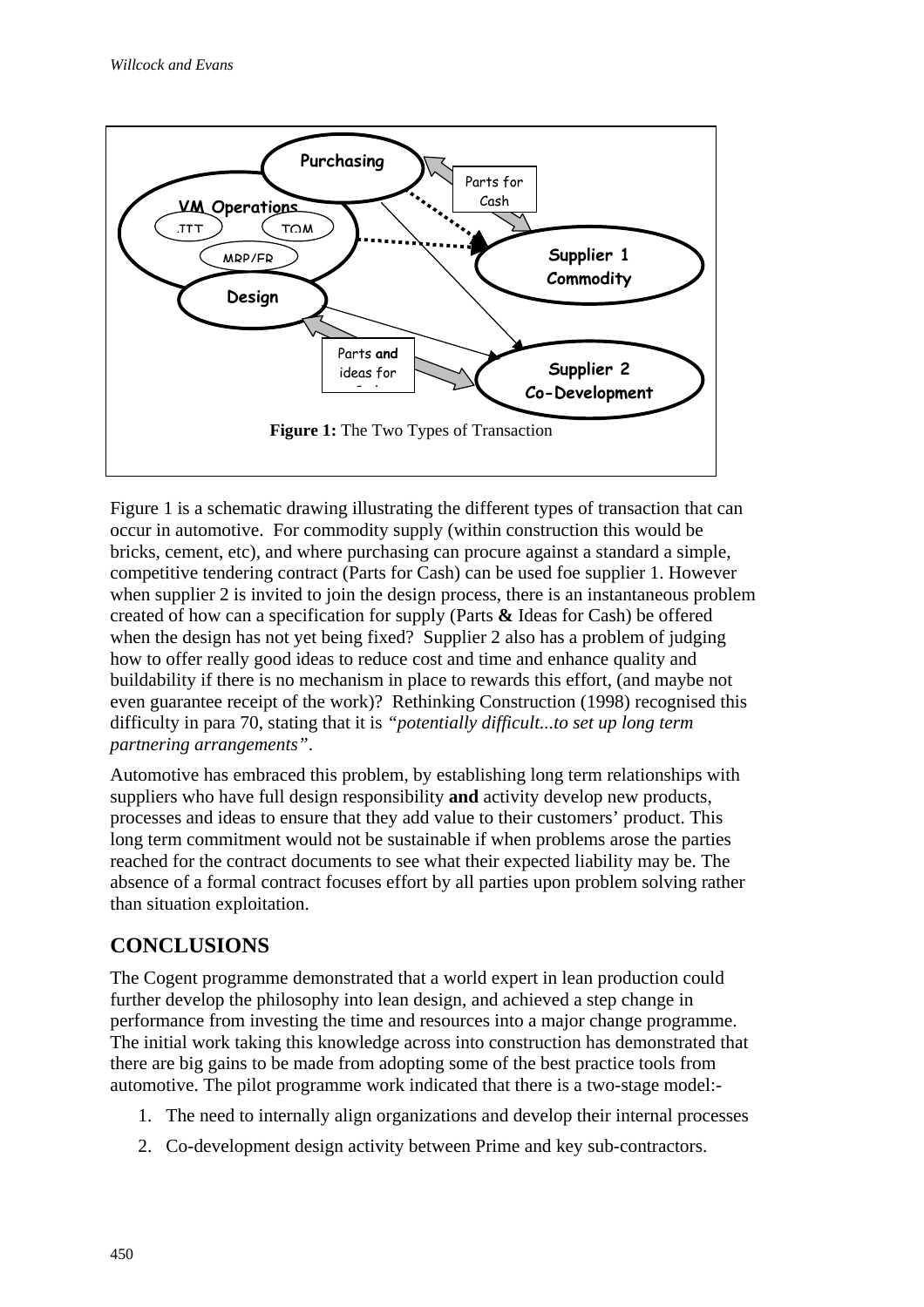Figure 1: The Two Types of Transaction

Figure 1 is a schematic drawing illustrating the different types of transaction that can occur in automotive. For commodity supply (within construction this would be bricks, cement, etc), and where purchasing can procure against a standard a simple, competitive tendering contract (Parts for Cash) can be used foe supplier 1. However when supplier 2 is invited to join the design process, there is an instantaneous problem created of how can a specification for supply (Parts **&** Ideas for Cash) be offered when the design has not yet being fixed? Supplier 2 also has a problem of judging how to offer really good ideas to reduce cost and time and enhance quality and buildability if there is no mechanism in place to rewards this effort, (and maybe not even guarantee receipt of the work)? Rethinking Construction (1998) recognised this difficulty in para 70, stating that it is *"potentially difficult...to set up long term partnering arrangements"*.

Automotive has embraced this problem, by establishing long term relationships with suppliers who have full design responsibility **and** activity develop new products, processes and ideas to ensure that they add value to their customers' product. This long term commitment would not be sustainable if when problems arose the parties reached for the contract documents to see what their expected liability may be. The absence of a formal contract focuses effort by all parties upon problem solving rather than situation exploitation.

## CONCLUSIONS

The Cogent programme demonstrated that a world expert in lean production could further develop the philosophy into lean design, and achieved a step change in performance from investing the time and resources into a major change programme. The initial work taking this knowledge across into construction has demonstrated that there are big gains to be made from adopting some of the best practice tools from automotive. The pilot programme work indicated that there is a two-stage model:-

1. The need to internally align organizations and develop their internal processes
2. Co-development design activity between Prime and key sub-contractors.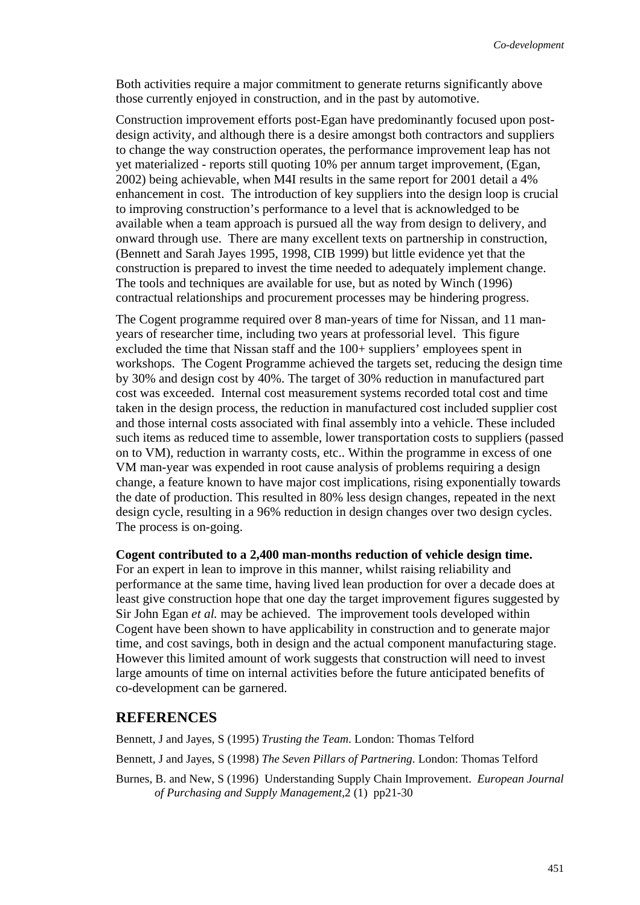Both activities require a major commitment to generate returns significantly above those currently enjoyed in construction, and in the past by automotive.

Construction improvement efforts post-Egan have predominantly focused upon post-design activity, and although there is a desire amongst both contractors and suppliers to change the way construction operates, the performance improvement leap has not yet materialized - reports still quoting 10% per annum target improvement, (Egan, 2002) being achievable, when M4I results in the same report for 2001 detail a 4% enhancement in cost. The introduction of key suppliers into the design loop is crucial to improving construction's performance to a level that is acknowledged to be available when a team approach is pursued all the way from design to delivery, and onward through use. There are many excellent texts on partnership in construction, (Bennett and Sarah Jayes 1995, 1998, CIB 1999) but little evidence yet that the construction is prepared to invest the time needed to adequately implement change. The tools and techniques are available for use, but as noted by Winch (1996) contractual relationships and procurement processes may be hindering progress.

The Cogent programme required over 8 man-years of time for Nissan, and 11 man-years of researcher time, including two years at professorial level. This figure excluded the time that Nissan staff and the 100+ suppliers' employees spent in workshops. The Cogent Programme achieved the targets set, reducing the design time by 30% and design cost by 40%. The target of 30% reduction in manufactured part cost was exceeded. Internal cost measurement systems recorded total cost and time taken in the design process, the reduction in manufactured cost included supplier cost and those internal costs associated with final assembly into a vehicle. These included such items as reduced time to assemble, lower transportation costs to suppliers (passed on to VM), reduction in warranty costs, etc.. Within the programme in excess of one VM man-year was expended in root cause analysis of problems requiring a design change, a feature known to have major cost implications, rising exponentially towards the date of production. This resulted in 80% less design changes, repeated in the next design cycle, resulting in a 96% reduction in design changes over two design cycles. The process is on-going.

**Cogent contributed to a 2,400 man-months reduction of vehicle design time.** For an expert in lean to improve in this manner, whilst raising reliability and performance at the same time, having lived lean production for over a decade does at least give construction hope that one day the target improvement figures suggested by Sir John Egan *et al.* may be achieved. The improvement tools developed within Cogent have been shown to have applicability in construction and to generate major time, and cost savings, both in design and the actual component manufacturing stage. However this limited amount of work suggests that construction will need to invest large amounts of time on internal activities before the future anticipated benefits of co-development can be garnered.

## REFERENCES

Bennett, J and Jayes, S (1995) *Trusting the Team*. London: Thomas Telford

Bennett, J and Jayes, S (1998) *The Seven Pillars of Partnering*. London: Thomas Telford

Burnes, B. and New, S (1996) Understanding Supply Chain Improvement. *European Journal of Purchasing and Supply Management*,2 (1) pp21-30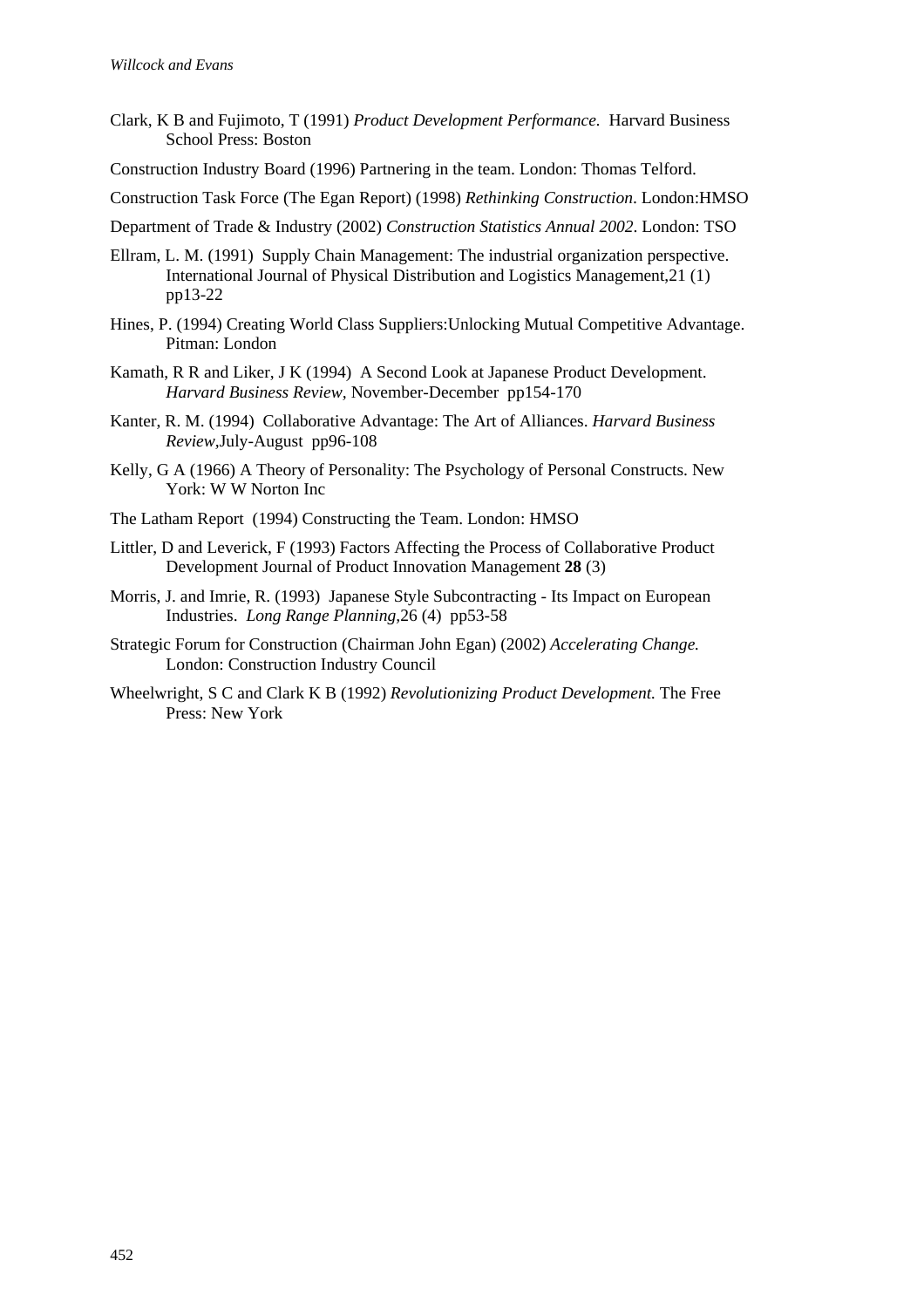Clark, K B and Fujimoto, T (1991) *Product Development Performance.* Harvard Business School Press: Boston

Construction Industry Board (1996) Partnering in the team. London: Thomas Telford.

Construction Task Force (The Egan Report) (1998) *Rethinking Construction*. London:HMSO

Department of Trade & Industry (2002) *Construction Statistics Annual 2002*. London: TSO

Ellram, L. M. (1991) Supply Chain Management: The industrial organization perspective. International Journal of Physical Distribution and Logistics Management,21 (1) pp13-22

Hines, P. (1994) Creating World Class Suppliers:Unlocking Mutual Competitive Advantage. Pitman: London

Kamath, R R and Liker, J K (1994) A Second Look at Japanese Product Development. *Harvard Business Review*, November-December pp154-170

Kanter, R. M. (1994) Collaborative Advantage: The Art of Alliances. *Harvard Business Review*,July-August pp96-108

Kelly, G A (1966) A Theory of Personality: The Psychology of Personal Constructs. New York: W W Norton Inc

The Latham Report (1994) Constructing the Team. London: HMSO

Littler, D and Leverick, F (1993) Factors Affecting the Process of Collaborative Product Development Journal of Product Innovation Management **28** (3)

Morris, J. and Imrie, R. (1993) Japanese Style Subcontracting - Its Impact on European Industries. *Long Range Planning*,26 (4) pp53-58

Strategic Forum for Construction (Chairman John Egan) (2002) *Accelerating Change.* London: Construction Industry Council

Wheelwright, S C and Clark K B (1992) *Revolutionizing Product Development.* The Free Press: New York